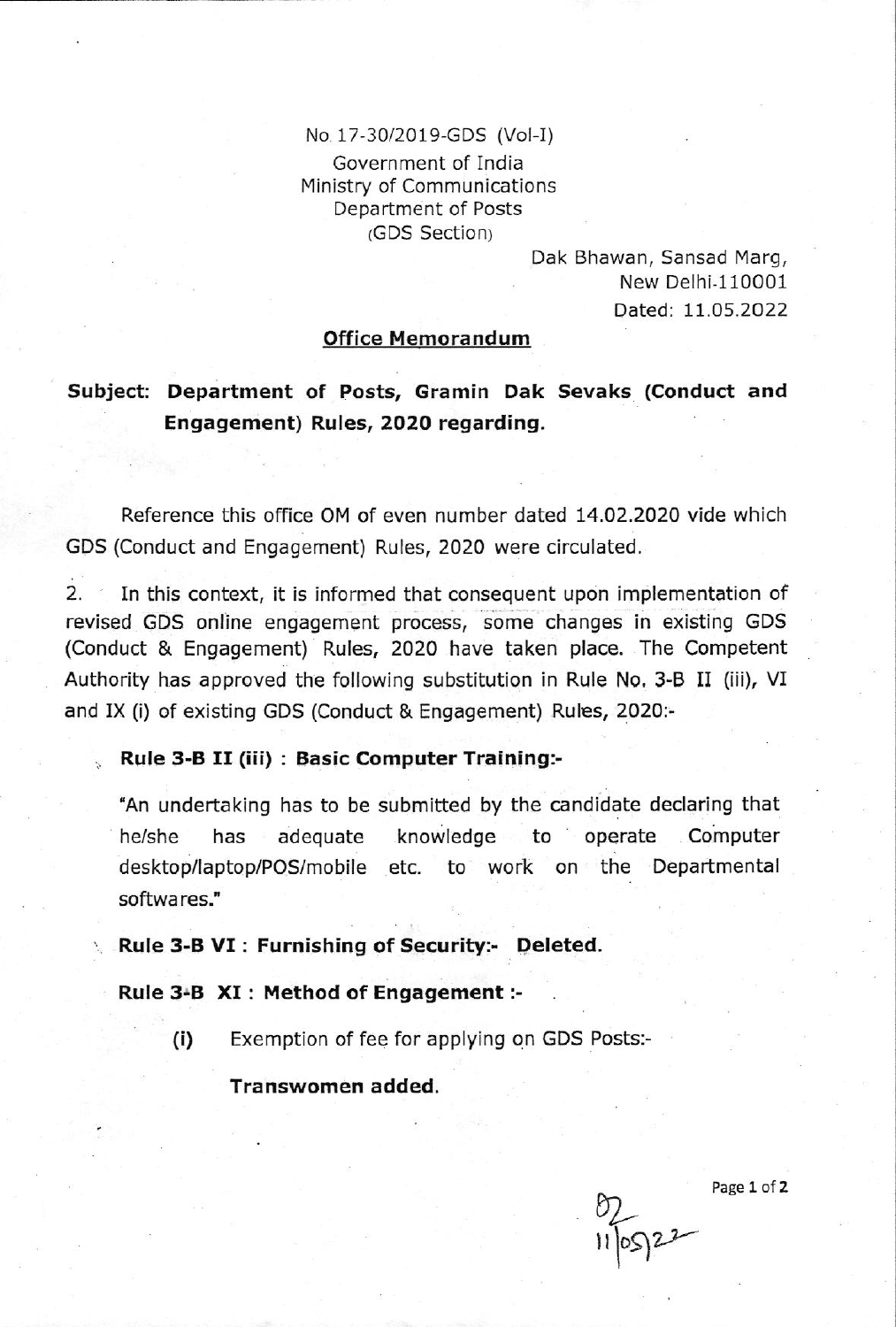No. 17-30/2019-GDS (Vol-I)
Government of India
Ministry of Communications
Department of Posts
(GDS Section)

Dak Bhawan, Sansad Marg,
New Delhi-110001
Dated: 11.05.2022

**Office Memorandum**

**Subject: Department of Posts, Gramin Dak Sevaks (Conduct and Engagement) Rules, 2020 regarding.**

Reference this office OM of even number dated 14.02.2020 vide which GDS (Conduct and Engagement) Rules, 2020 were circulated.

2. In this context, it is informed that consequent upon implementation of revised GDS online engagement process, some changes in existing GDS (Conduct & Engagement) Rules, 2020 have taken place. The Competent Authority has approved the following substitution in Rule No. 3-B II (iii), VI and IX (i) of existing GDS (Conduct & Engagement) Rules, 2020:-

**Rule 3-B II (iii) : Basic Computer Training:-**

"An undertaking has to be submitted by the candidate declaring that he/she has adequate knowledge to operate Computer desktop/laptop/POS/mobile etc. to work on the Departmental softwares."

**Rule 3-B VI : Furnishing of Security:- Deleted.**

**Rule 3-B XI : Method of Engagement :-**

(i) Exemption of fee for applying on GDS Posts:-

**Transwomen added.**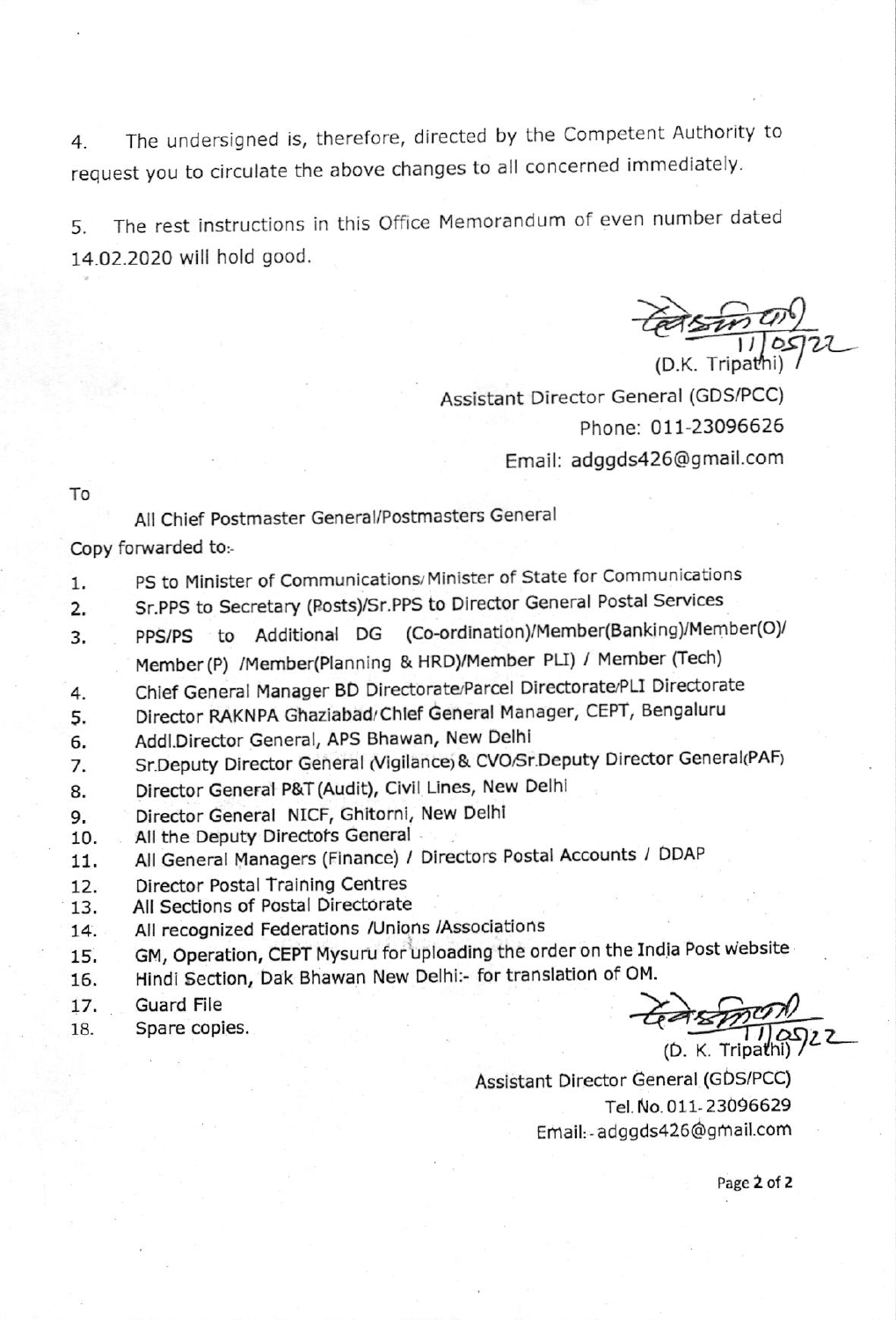4. The undersigned is, therefore, directed by the Competent Authority to request you to circulate the above changes to all concerned immediately.

5. The rest instructions in this Office Memorandum of even number dated 14.02.2020 will hold good.

11/05/22
(D.K. Tripathi)
Assistant Director General (GDS/PCC)
Phone: 011-23096626
Email: adggds426@gmail.com

To

All Chief Postmaster General/Postmasters General

Copy forwarded to:-

1. PS to Minister of Communications/Minister of State for Communications
2. Sr.PPS to Secretary (Posts)/Sr.PPS to Director General Postal Services
3. PPS/PS to Additional DG (Co-ordination)/Member(Banking)/Member(O)/ Member(P) /Member(Planning & HRD)/Member PLI) / Member (Tech)
4. Chief General Manager BD Directorate/Parcel Directorate/PLI Directorate
5. Director RAKNPA Ghaziabad/Chief General Manager, CEPT, Bengaluru
6. Addl.Director General, APS Bhawan, New Delhi
7. Sr.Deputy Director General (Vigilance) & CVO/Sr.Deputy Director General(PAF)
8. Director General P&T (Audit), Civil Lines, New Delhi
9. Director General NICF, Ghitorni, New Delhi
10. All the Deputy Directors General
11. All General Managers (Finance) / Directors Postal Accounts / DDAP
12. Director Postal Training Centres
13. All Sections of Postal Directorate
14. All recognized Federations /Unions /Associations
15. GM, Operation, CEPT Mysuru for uploading the order on the India Post website
16. Hindi Section, Dak Bhawan New Delhi:- for translation of OM.
17. Guard File
18. Spare copies.

11/05/22
(D. K. Tripathi)
Assistant Director General (GDS/PCC)
Tel. No. 011-23096629
Email:- adggds426@gmail.com